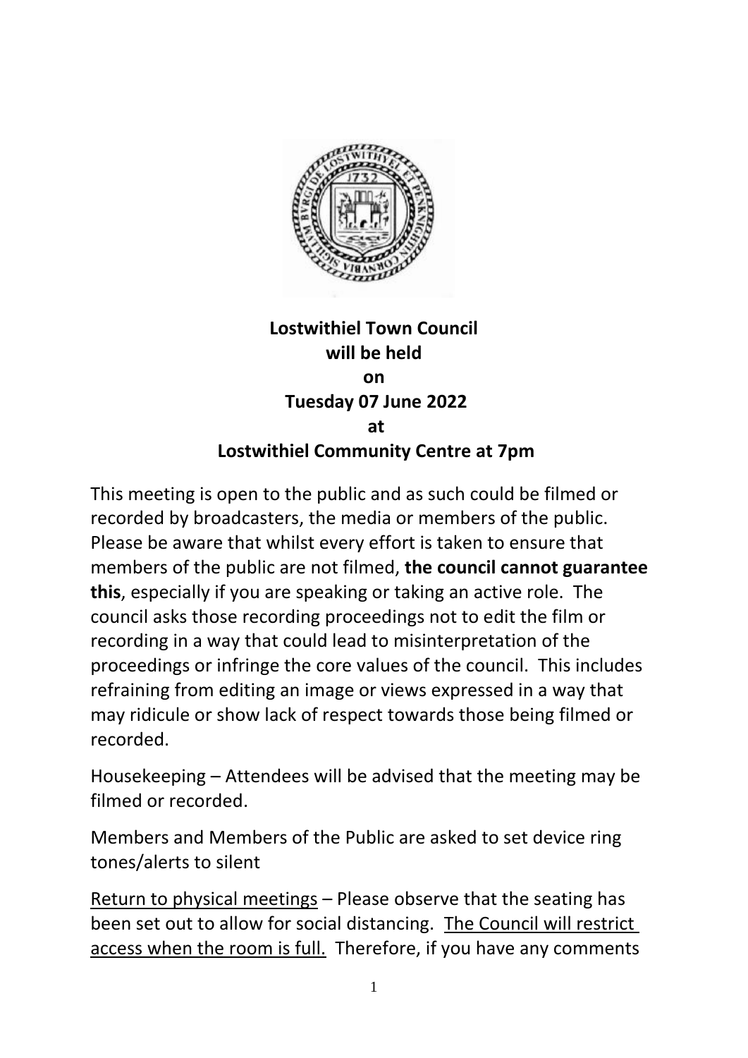**Lostwithiel Town Council**
**will be held**
**on**
**Tuesday 07 June 2022**
**at**
**Lostwithiel Community Centre at 7pm**

This meeting is open to the public and as such could be filmed or recorded by broadcasters, the media or members of the public. Please be aware that whilst every effort is taken to ensure that members of the public are not filmed, **the council cannot guarantee this**, especially if you are speaking or taking an active role. The council asks those recording proceedings not to edit the film or recording in a way that could lead to misinterpretation of the proceedings or infringe the core values of the council. This includes refraining from editing an image or views expressed in a way that may ridicule or show lack of respect towards those being filmed or recorded.

Housekeeping – Attendees will be advised that the meeting may be filmed or recorded.

Members and Members of the Public are asked to set device ring tones/alerts to silent

<u>Return to physical meetings</u> – Please observe that the seating has been set out to allow for social distancing. <u>The Council will restrict access when the room is full.</u> Therefore, if you have any comments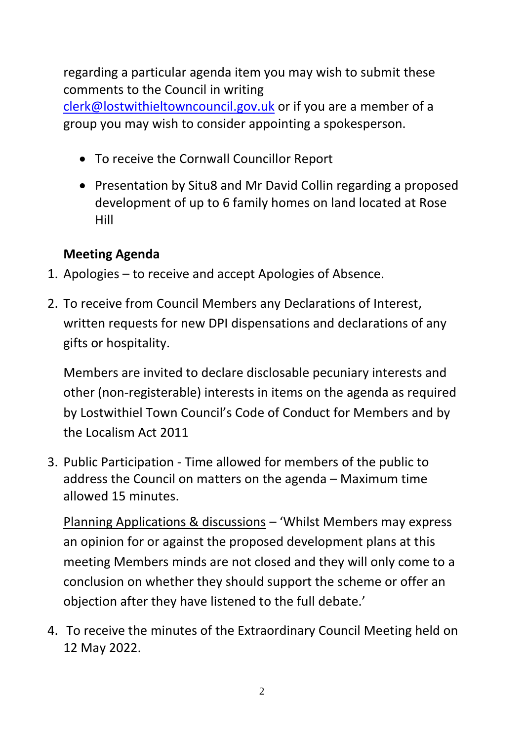regarding a particular agenda item you may wish to submit these comments to the Council in writing clerk@lostwithieltowncouncil.gov.uk or if you are a member of a group you may wish to consider appointing a spokesperson.

- To receive the Cornwall Councillor Report
- Presentation by Situ8 and Mr David Collin regarding a proposed development of up to 6 family homes on land located at Rose Hill

**Meeting Agenda**

1. Apologies – to receive and accept Apologies of Absence.
2. To receive from Council Members any Declarations of Interest, written requests for new DPI dispensations and declarations of any gifts or hospitality.

   Members are invited to declare disclosable pecuniary interests and other (non-registerable) interests in items on the agenda as required by Lostwithiel Town Council's Code of Conduct for Members and by the Localism Act 2011

3. Public Participation - Time allowed for members of the public to address the Council on matters on the agenda – Maximum time allowed 15 minutes.

   <u>Planning Applications & discussions</u> – 'Whilst Members may express an opinion for or against the proposed development plans at this meeting Members minds are not closed and they will only come to a conclusion on whether they should support the scheme or offer an objection after they have listened to the full debate.'

4. To receive the minutes of the Extraordinary Council Meeting held on 12 May 2022.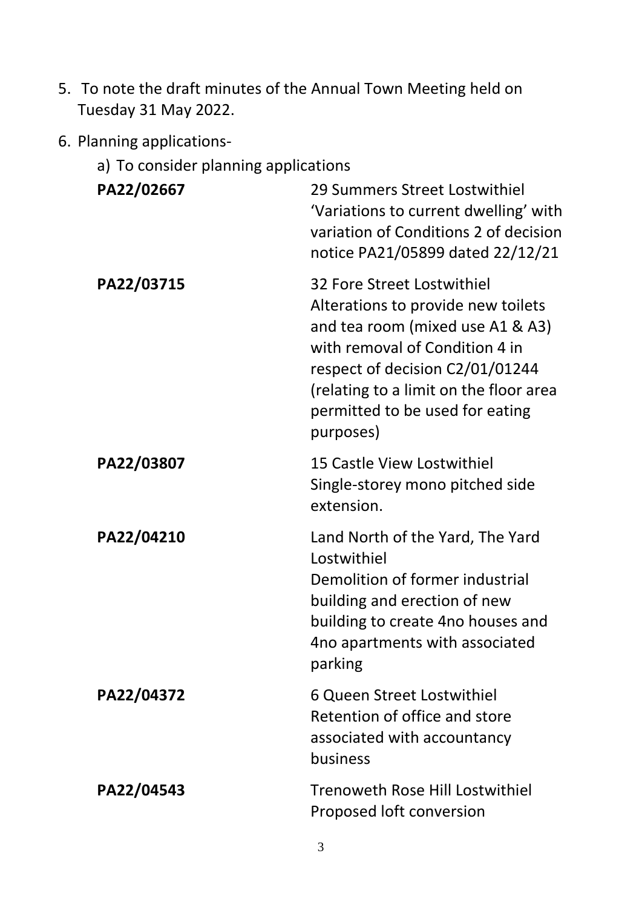5. To note the draft minutes of the Annual Town Meeting held on Tuesday 31 May 2022.

6. Planning applications-

   a) To consider planning applications

| | |
|---|---|
| **PA22/02667** | 29 Summers Street Lostwithiel 'Variations to current dwelling' with variation of Conditions 2 of decision notice PA21/05899 dated 22/12/21 |
| **PA22/03715** | 32 Fore Street Lostwithiel Alterations to provide new toilets and tea room (mixed use A1 & A3) with removal of Condition 4 in respect of decision C2/01/01244 (relating to a limit on the floor area permitted to be used for eating purposes) |
| **PA22/03807** | 15 Castle View Lostwithiel Single-storey mono pitched side extension. |
| **PA22/04210** | Land North of the Yard, The Yard Lostwithiel Demolition of former industrial building and erection of new building to create 4no houses and 4no apartments with associated parking |
| **PA22/04372** | 6 Queen Street Lostwithiel Retention of office and store associated with accountancy business |
| **PA22/04543** | Trenoweth Rose Hill Lostwithiel Proposed loft conversion |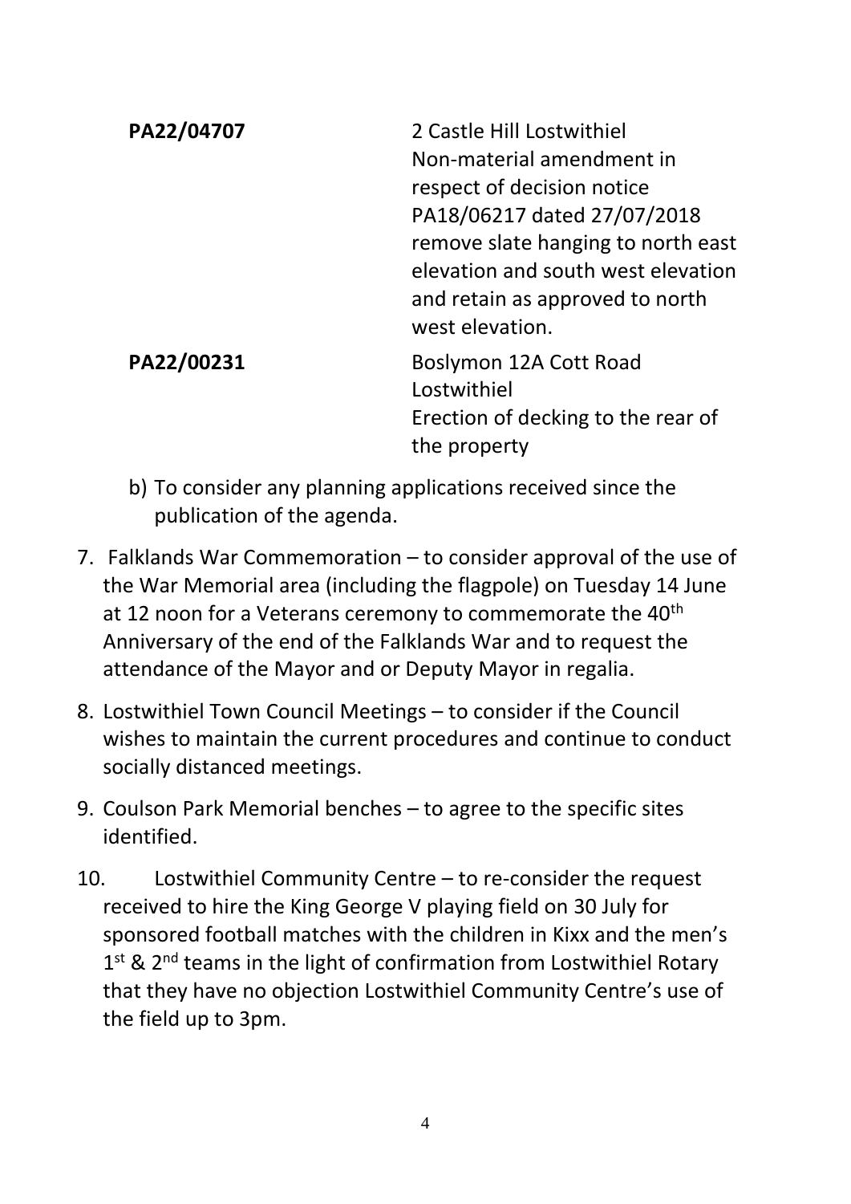| | |
|---|---|
| **PA22/04707** | 2 Castle Hill Lostwithiel Non-material amendment in respect of decision notice PA18/06217 dated 27/07/2018 remove slate hanging to north east elevation and south west elevation and retain as approved to north west elevation. |
| **PA22/00231** | Boslymon 12A Cott Road Lostwithiel Erection of decking to the rear of the property |

b) To consider any planning applications received since the publication of the agenda.

7. Falklands War Commemoration – to consider approval of the use of the War Memorial area (including the flagpole) on Tuesday 14 June at 12 noon for a Veterans ceremony to commemorate the 40th Anniversary of the end of the Falklands War and to request the attendance of the Mayor and or Deputy Mayor in regalia.

8. Lostwithiel Town Council Meetings – to consider if the Council wishes to maintain the current procedures and continue to conduct socially distanced meetings.

9. Coulson Park Memorial benches – to agree to the specific sites identified.

10. Lostwithiel Community Centre – to re-consider the request received to hire the King George V playing field on 30 July for sponsored football matches with the children in Kixx and the men's 1st & 2nd teams in the light of confirmation from Lostwithiel Rotary that they have no objection Lostwithiel Community Centre's use of the field up to 3pm.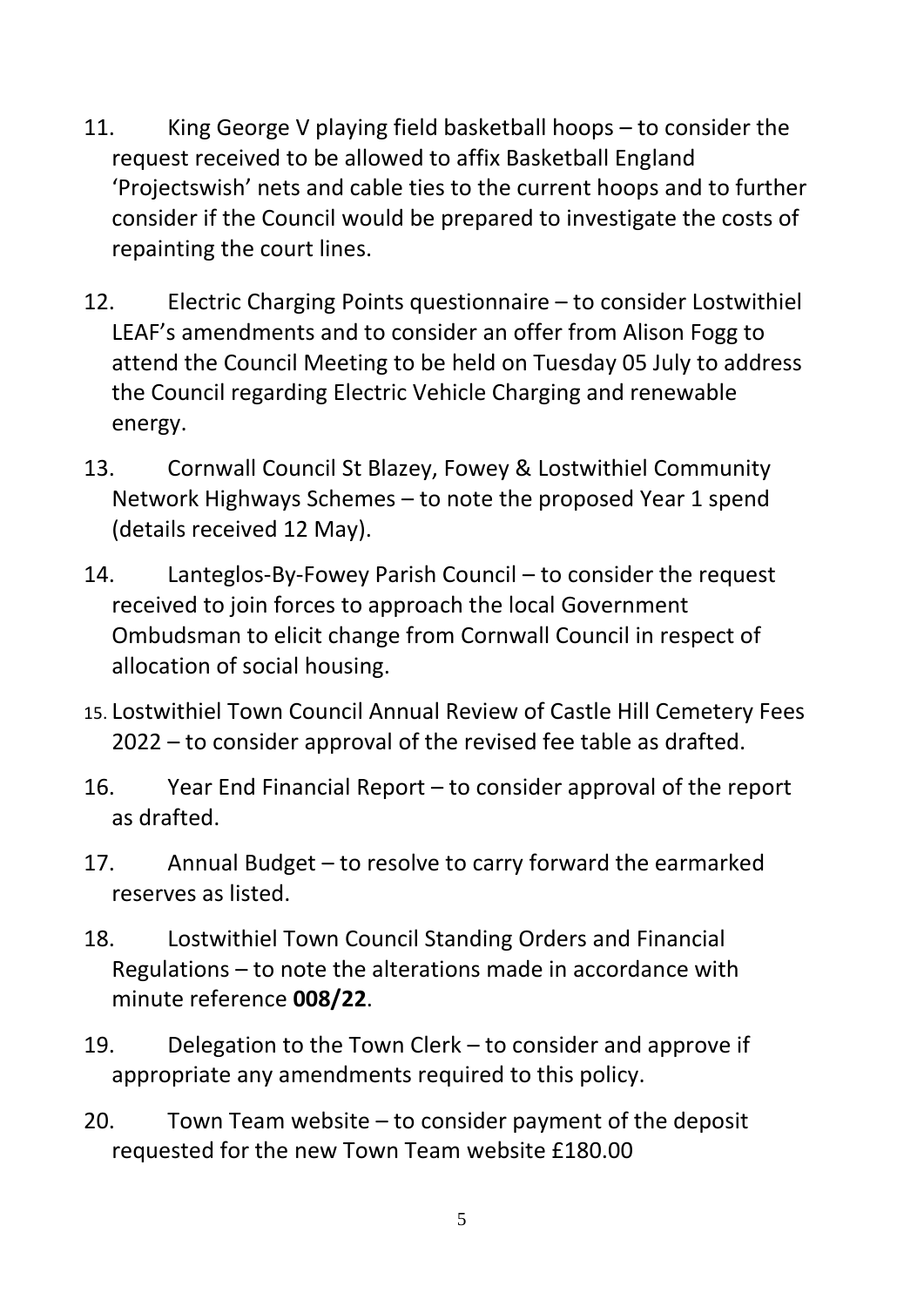11. King George V playing field basketball hoops – to consider the request received to be allowed to affix Basketball England 'Projectswish' nets and cable ties to the current hoops and to further consider if the Council would be prepared to investigate the costs of repainting the court lines.

12. Electric Charging Points questionnaire – to consider Lostwithiel LEAF's amendments and to consider an offer from Alison Fogg to attend the Council Meeting to be held on Tuesday 05 July to address the Council regarding Electric Vehicle Charging and renewable energy.

13. Cornwall Council St Blazey, Fowey & Lostwithiel Community Network Highways Schemes – to note the proposed Year 1 spend (details received 12 May).

14. Lanteglos-By-Fowey Parish Council – to consider the request received to join forces to approach the local Government Ombudsman to elicit change from Cornwall Council in respect of allocation of social housing.

15. Lostwithiel Town Council Annual Review of Castle Hill Cemetery Fees 2022 – to consider approval of the revised fee table as drafted.

16. Year End Financial Report – to consider approval of the report as drafted.

17. Annual Budget – to resolve to carry forward the earmarked reserves as listed.

18. Lostwithiel Town Council Standing Orders and Financial Regulations – to note the alterations made in accordance with minute reference **008/22**.

19. Delegation to the Town Clerk – to consider and approve if appropriate any amendments required to this policy.

20. Town Team website – to consider payment of the deposit requested for the new Town Team website £180.00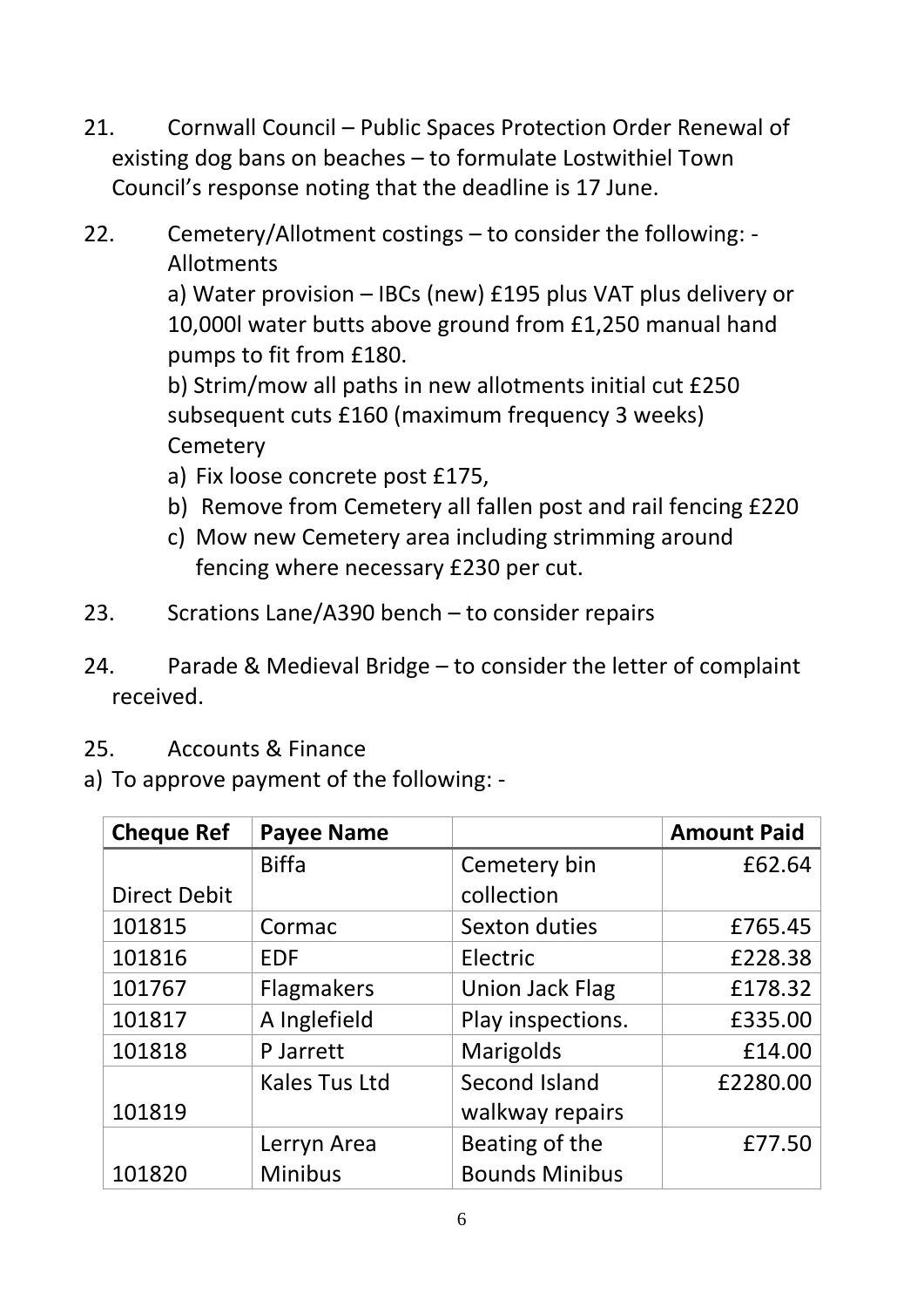21. Cornwall Council – Public Spaces Protection Order Renewal of existing dog bans on beaches – to formulate Lostwithiel Town Council's response noting that the deadline is 17 June.

22. Cemetery/Allotment costings – to consider the following: -
Allotments
a) Water provision – IBCs (new) £195 plus VAT plus delivery or 10,000l water butts above ground from £1,250 manual hand pumps to fit from £180.
b) Strim/mow all paths in new allotments initial cut £250 subsequent cuts £160 (maximum frequency 3 weeks)
Cemetery
   a) Fix loose concrete post £175,
   b) Remove from Cemetery all fallen post and rail fencing £220
   c) Mow new Cemetery area including strimming around fencing where necessary £230 per cut.

23. Scrations Lane/A390 bench – to consider repairs

24. Parade & Medieval Bridge – to consider the letter of complaint received.

25. Accounts & Finance
   a) To approve payment of the following: -

| Cheque Ref | Payee Name | | Amount Paid |
|---|---|---|---|
| Direct Debit | Biffa | Cemetery bin collection | £62.64 |
| 101815 | Cormac | Sexton duties | £765.45 |
| 101816 | EDF | Electric | £228.38 |
| 101767 | Flagmakers | Union Jack Flag | £178.32 |
| 101817 | A Inglefield | Play inspections. | £335.00 |
| 101818 | P Jarrett | Marigolds | £14.00 |
| 101819 | Kales Tus Ltd | Second Island walkway repairs | £2280.00 |
| 101820 | Lerryn Area Minibus | Beating of the Bounds Minibus | £77.50 |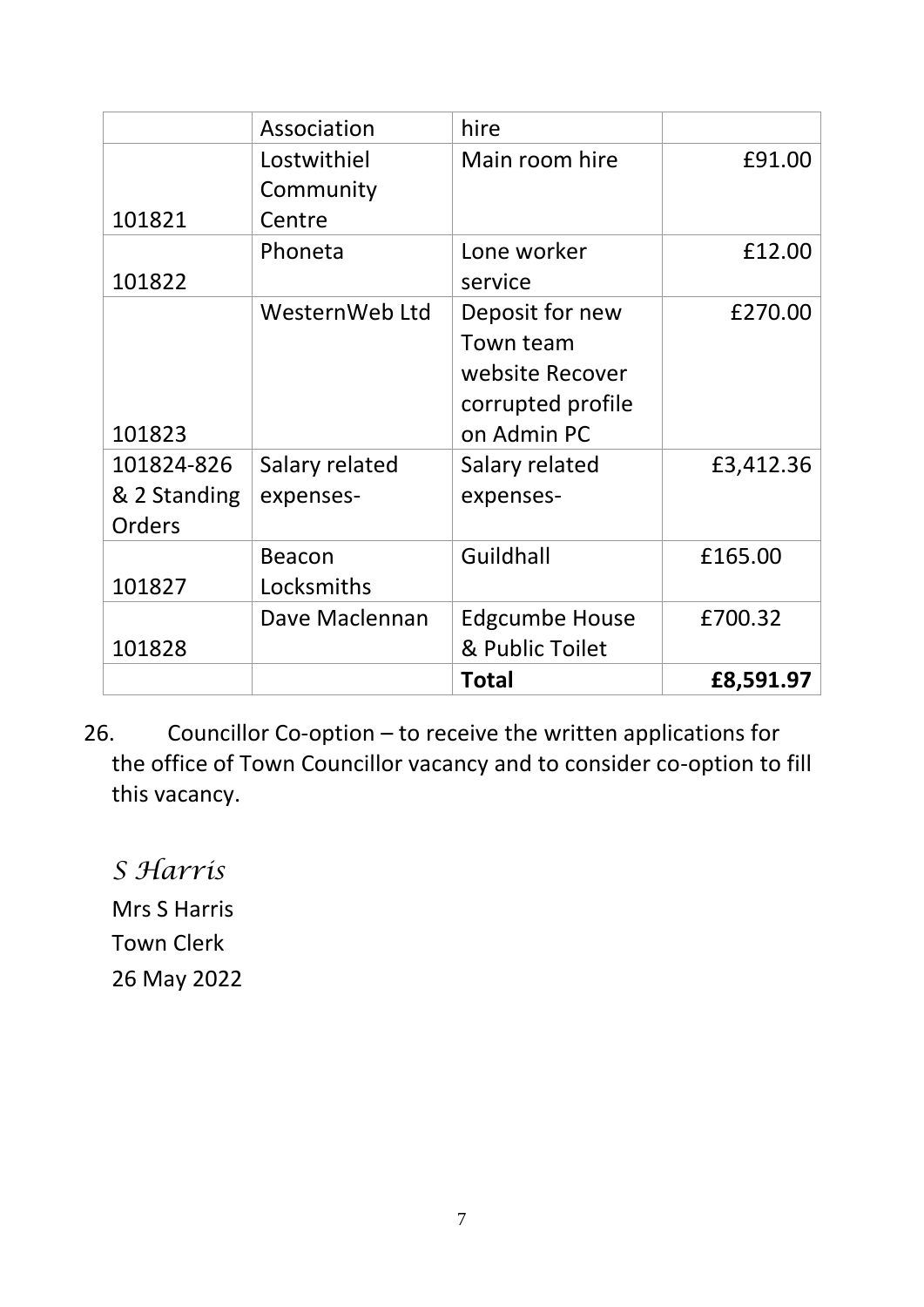| | | | |
|---|---|---|---|
| | Association | hire | |
| 101821 | Lostwithiel Community Centre | Main room hire | £91.00 |
| 101822 | Phoneta | Lone worker service | £12.00 |
| 101823 | WesternWeb Ltd | Deposit for new Town team website Recover corrupted profile on Admin PC | £270.00 |
| 101824-826 & 2 Standing Orders | Salary related expenses- | Salary related expenses- | £3,412.36 |
| 101827 | Beacon Locksmiths | Guildhall | £165.00 |
| 101828 | Dave Maclennan | Edgcumbe House & Public Toilet | £700.32 |
| | | **Total** | **£8,591.97** |

26. Councillor Co-option – to receive the written applications for the office of Town Councillor vacancy and to consider co-option to fill this vacancy.

*S Harris*

Mrs S Harris
Town Clerk
26 May 2022